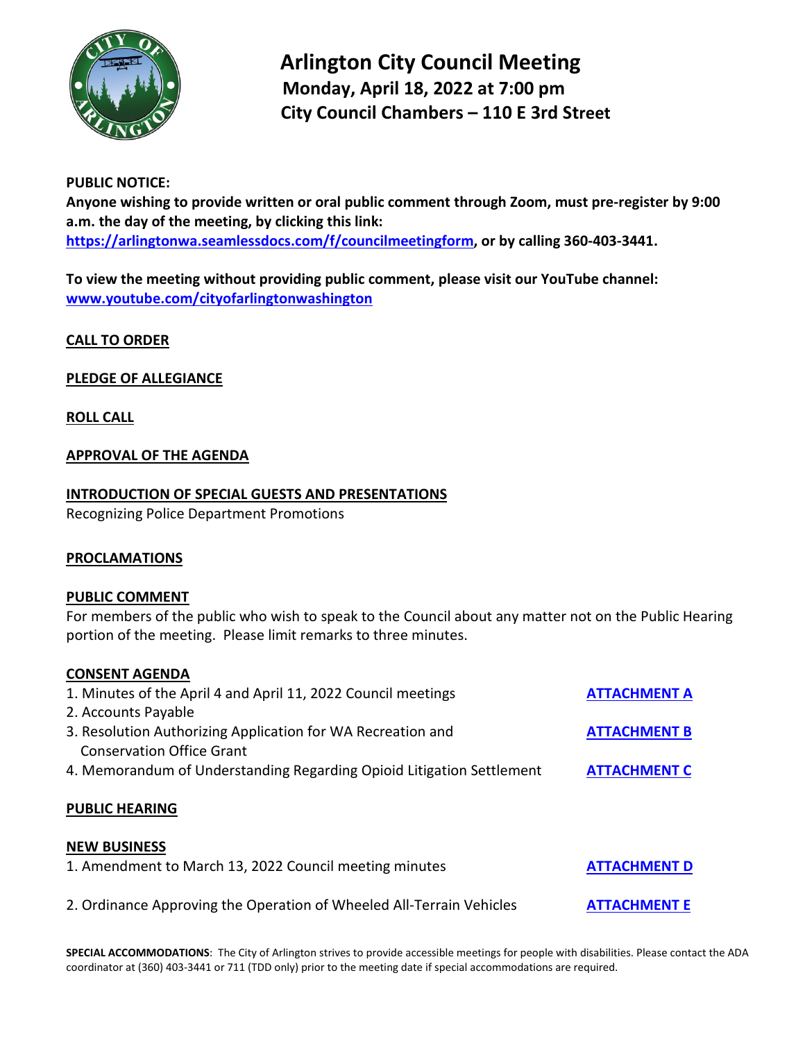# Arlington City Council Meeting
## Monday, April 18, 2022 at 7:00 pm
## City Council Chambers – 110 E 3rd Street

**PUBLIC NOTICE:**
**Anyone wishing to provide written or oral public comment through Zoom, must pre-register by 9:00 a.m. the day of the meeting, by clicking this link: [https://arlingtonwa.seamlessdocs.com/f/councilmeetingform](https://arlingtonwa.seamlessdocs.com/f/councilmeetingform), or by calling 360-403-3441.**

**To view the meeting without providing public comment, please visit our YouTube channel: [www.youtube.com/cityofarlingtonwashington](www.youtube.com/cityofarlingtonwashington)**

**CALL TO ORDER**

**PLEDGE OF ALLEGIANCE**

**ROLL CALL**

**APPROVAL OF THE AGENDA**

**INTRODUCTION OF SPECIAL GUESTS AND PRESENTATIONS**
Recognizing Police Department Promotions

**PROCLAMATIONS**

**PUBLIC COMMENT**
For members of the public who wish to speak to the Council about any matter not on the Public Hearing portion of the meeting. Please limit remarks to three minutes.

**CONSENT AGENDA**
1. Minutes of the April 4 and April 11, 2022 Council meetings — **ATTACHMENT A**
2. Accounts Payable
3. Resolution Authorizing Application for WA Recreation and Conservation Office Grant — **ATTACHMENT B**
4. Memorandum of Understanding Regarding Opioid Litigation Settlement — **ATTACHMENT C**

**PUBLIC HEARING**

**NEW BUSINESS**
1. Amendment to March 13, 2022 Council meeting minutes — **ATTACHMENT D**
2. Ordinance Approving the Operation of Wheeled All-Terrain Vehicles — **ATTACHMENT E**

**SPECIAL ACCOMMODATIONS**: The City of Arlington strives to provide accessible meetings for people with disabilities. Please contact the ADA coordinator at (360) 403-3441 or 711 (TDD only) prior to the meeting date if special accommodations are required.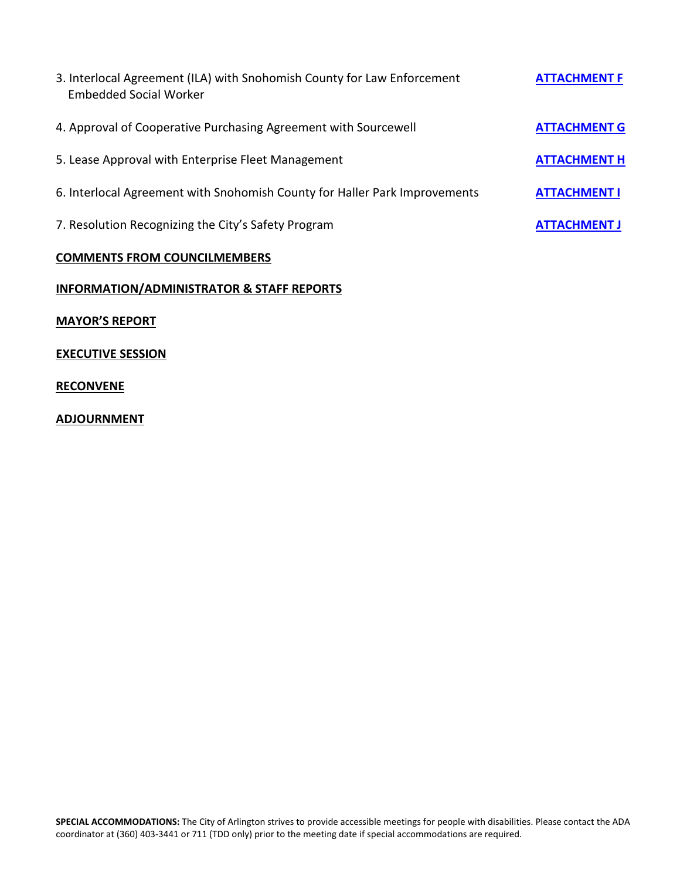3. Interlocal Agreement (ILA) with Snohomish County for Law Enforcement Embedded Social Worker — **ATTACHMENT F**

4. Approval of Cooperative Purchasing Agreement with Sourcewell — **ATTACHMENT G**

5. Lease Approval with Enterprise Fleet Management — **ATTACHMENT H**

6. Interlocal Agreement with Snohomish County for Haller Park Improvements — **ATTACHMENT I**

7. Resolution Recognizing the City's Safety Program — **ATTACHMENT J**

**COMMENTS FROM COUNCILMEMBERS**

**INFORMATION/ADMINISTRATOR & STAFF REPORTS**

**MAYOR'S REPORT**

**EXECUTIVE SESSION**

**RECONVENE**

**ADJOURNMENT**

**SPECIAL ACCOMMODATIONS:** The City of Arlington strives to provide accessible meetings for people with disabilities. Please contact the ADA coordinator at (360) 403-3441 or 711 (TDD only) prior to the meeting date if special accommodations are required.